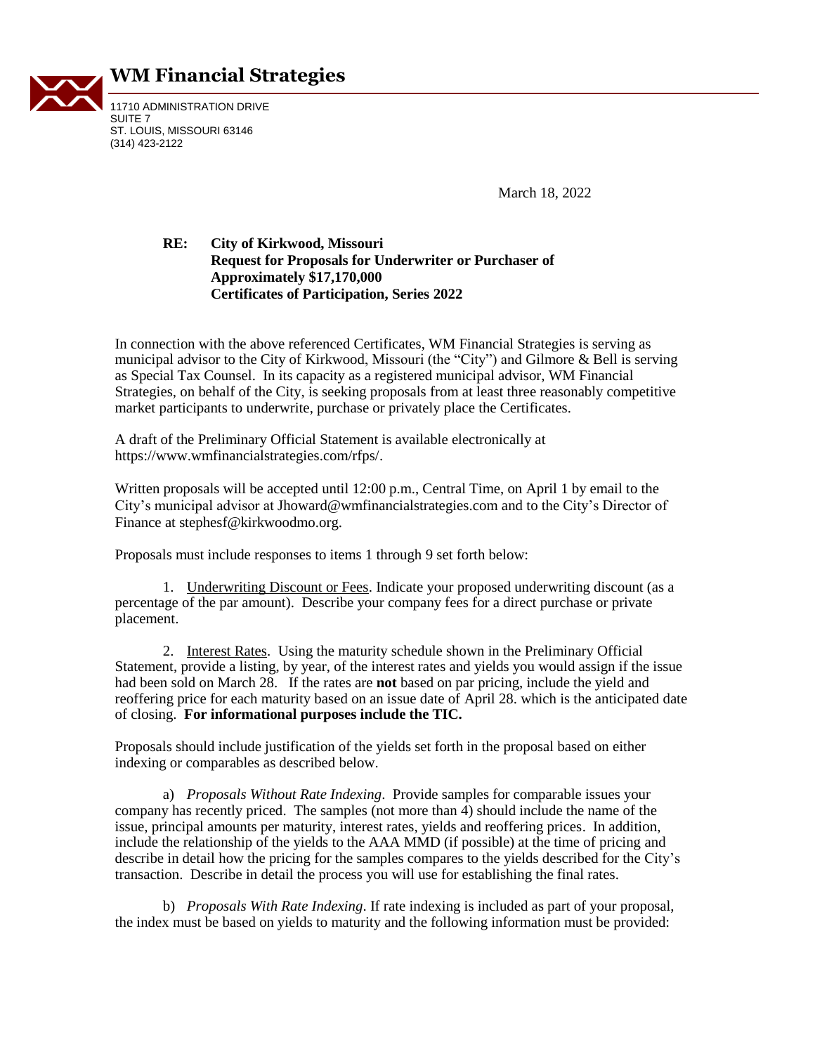# WM Financial Strategies

11710 ADMINISTRATION DRIVE
SUITE 7
ST. LOUIS, MISSOURI 63146
(314) 423-2122

March 18, 2022

**RE: City of Kirkwood, Missouri**
**Request for Proposals for Underwriter or Purchaser of**
**Approximately $17,170,000**
**Certificates of Participation, Series 2022**

In connection with the above referenced Certificates, WM Financial Strategies is serving as municipal advisor to the City of Kirkwood, Missouri (the "City") and Gilmore & Bell is serving as Special Tax Counsel. In its capacity as a registered municipal advisor, WM Financial Strategies, on behalf of the City, is seeking proposals from at least three reasonably competitive market participants to underwrite, purchase or privately place the Certificates.

A draft of the Preliminary Official Statement is available electronically at https://www.wmfinancialstrategies.com/rfps/.

Written proposals will be accepted until 12:00 p.m., Central Time, on April 1 by email to the City's municipal advisor at Jhoward@wmfinancialstrategies.com and to the City's Director of Finance at stephesf@kirkwoodmo.org.

Proposals must include responses to items 1 through 9 set forth below:

1. Underwriting Discount or Fees. Indicate your proposed underwriting discount (as a percentage of the par amount). Describe your company fees for a direct purchase or private placement.

2. Interest Rates. Using the maturity schedule shown in the Preliminary Official Statement, provide a listing, by year, of the interest rates and yields you would assign if the issue had been sold on March 28. If the rates are **not** based on par pricing, include the yield and reoffering price for each maturity based on an issue date of April 28. which is the anticipated date of closing. **For informational purposes include the TIC.**

Proposals should include justification of the yields set forth in the proposal based on either indexing or comparables as described below.

a) *Proposals Without Rate Indexing*. Provide samples for comparable issues your company has recently priced. The samples (not more than 4) should include the name of the issue, principal amounts per maturity, interest rates, yields and reoffering prices. In addition, include the relationship of the yields to the AAA MMD (if possible) at the time of pricing and describe in detail how the pricing for the samples compares to the yields described for the City's transaction. Describe in detail the process you will use for establishing the final rates.

b) *Proposals With Rate Indexing*. If rate indexing is included as part of your proposal, the index must be based on yields to maturity and the following information must be provided: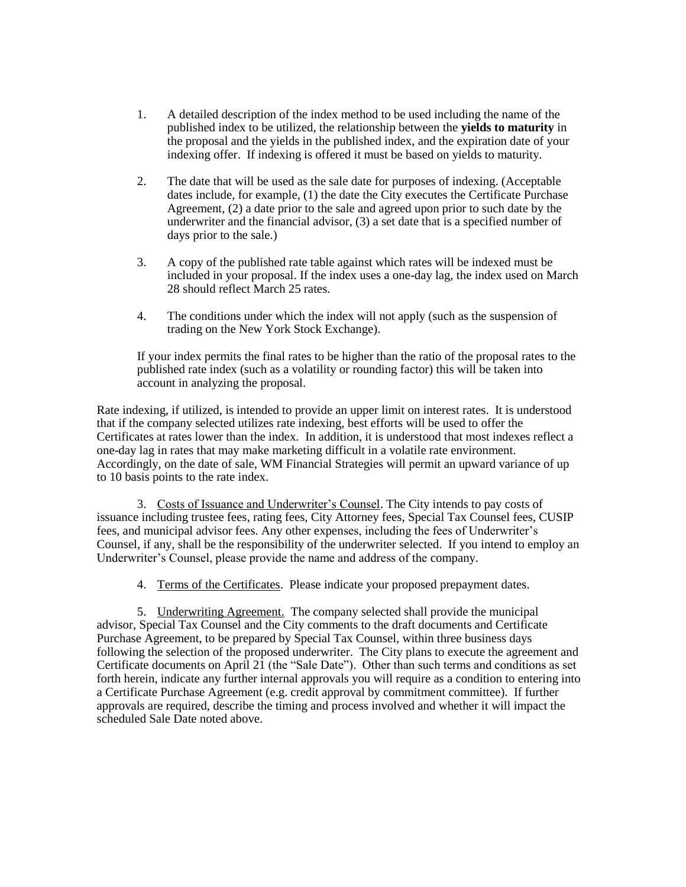1. A detailed description of the index method to be used including the name of the published index to be utilized, the relationship between the **yields to maturity** in the proposal and the yields in the published index, and the expiration date of your indexing offer. If indexing is offered it must be based on yields to maturity.

2. The date that will be used as the sale date for purposes of indexing. (Acceptable dates include, for example, (1) the date the City executes the Certificate Purchase Agreement, (2) a date prior to the sale and agreed upon prior to such date by the underwriter and the financial advisor, (3) a set date that is a specified number of days prior to the sale.)

3. A copy of the published rate table against which rates will be indexed must be included in your proposal. If the index uses a one-day lag, the index used on March 28 should reflect March 25 rates.

4. The conditions under which the index will not apply (such as the suspension of trading on the New York Stock Exchange).

If your index permits the final rates to be higher than the ratio of the proposal rates to the published rate index (such as a volatility or rounding factor) this will be taken into account in analyzing the proposal.

Rate indexing, if utilized, is intended to provide an upper limit on interest rates. It is understood that if the company selected utilizes rate indexing, best efforts will be used to offer the Certificates at rates lower than the index. In addition, it is understood that most indexes reflect a one-day lag in rates that may make marketing difficult in a volatile rate environment. Accordingly, on the date of sale, WM Financial Strategies will permit an upward variance of up to 10 basis points to the rate index.

3. Costs of Issuance and Underwriter's Counsel. The City intends to pay costs of issuance including trustee fees, rating fees, City Attorney fees, Special Tax Counsel fees, CUSIP fees, and municipal advisor fees. Any other expenses, including the fees of Underwriter's Counsel, if any, shall be the responsibility of the underwriter selected. If you intend to employ an Underwriter's Counsel, please provide the name and address of the company.

4. Terms of the Certificates. Please indicate your proposed prepayment dates.

5. Underwriting Agreement. The company selected shall provide the municipal advisor, Special Tax Counsel and the City comments to the draft documents and Certificate Purchase Agreement, to be prepared by Special Tax Counsel, within three business days following the selection of the proposed underwriter. The City plans to execute the agreement and Certificate documents on April 21 (the "Sale Date"). Other than such terms and conditions as set forth herein, indicate any further internal approvals you will require as a condition to entering into a Certificate Purchase Agreement (e.g. credit approval by commitment committee). If further approvals are required, describe the timing and process involved and whether it will impact the scheduled Sale Date noted above.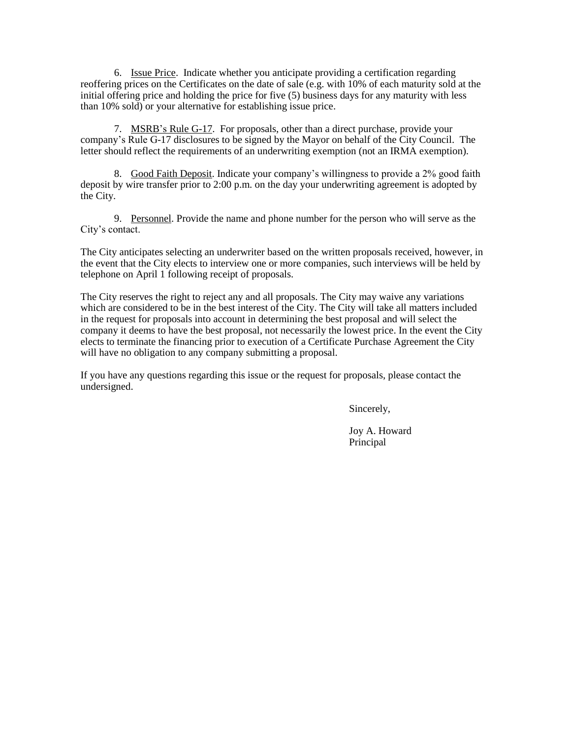6. <u>Issue Price</u>. Indicate whether you anticipate providing a certification regarding reoffering prices on the Certificates on the date of sale (e.g. with 10% of each maturity sold at the initial offering price and holding the price for five (5) business days for any maturity with less than 10% sold) or your alternative for establishing issue price.

7. <u>MSRB's Rule G-17</u>. For proposals, other than a direct purchase, provide your company's Rule G-17 disclosures to be signed by the Mayor on behalf of the City Council. The letter should reflect the requirements of an underwriting exemption (not an IRMA exemption).

8. <u>Good Faith Deposit</u>. Indicate your company's willingness to provide a 2% good faith deposit by wire transfer prior to 2:00 p.m. on the day your underwriting agreement is adopted by the City.

9. <u>Personnel</u>. Provide the name and phone number for the person who will serve as the City's contact.

The City anticipates selecting an underwriter based on the written proposals received, however, in the event that the City elects to interview one or more companies, such interviews will be held by telephone on April 1 following receipt of proposals.

The City reserves the right to reject any and all proposals. The City may waive any variations which are considered to be in the best interest of the City. The City will take all matters included in the request for proposals into account in determining the best proposal and will select the company it deems to have the best proposal, not necessarily the lowest price. In the event the City elects to terminate the financing prior to execution of a Certificate Purchase Agreement the City will have no obligation to any company submitting a proposal.

If you have any questions regarding this issue or the request for proposals, please contact the undersigned.

Sincerely,

Joy A. Howard
Principal